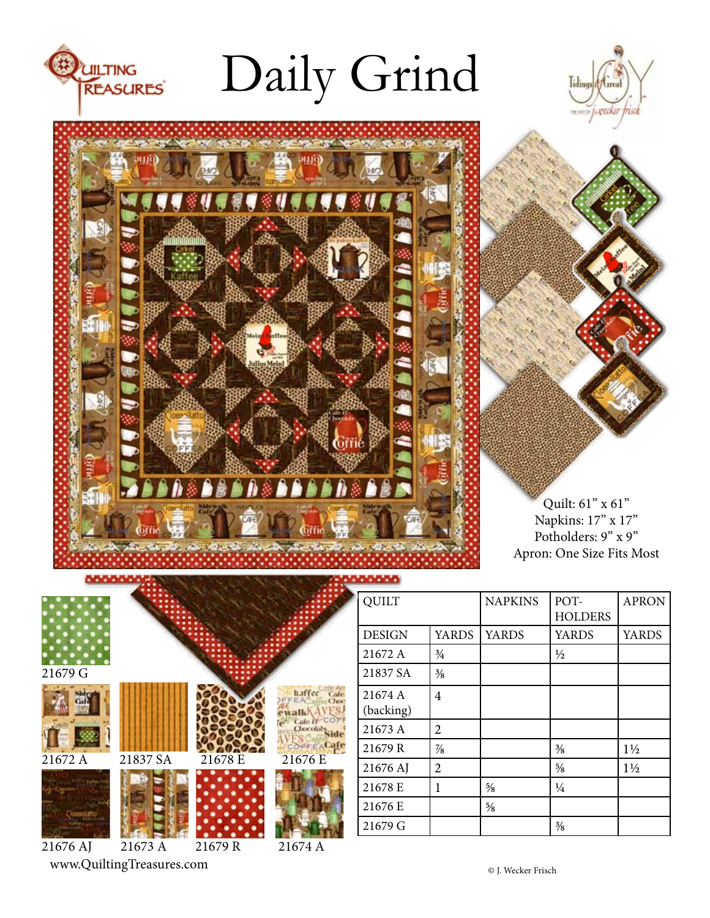# Daily Grind

Quilting Treasures

Tidings of Great Joy — The Art of J. Wecker Frisch

Quilt: 61" x 61"
Napkins: 17" x 17"
Potholders: 9" x 9"
Apron: One Size Fits Most

21679 G

21672 A  21837 SA  21678 E  21676 E

21676 AJ  21673 A  21679 R  21674 A

www.QuiltingTreasures.com

| QUILT | | NAPKINS | POT-HOLDERS | APRON |
|---|---|---|---|---|
| DESIGN | YARDS | YARDS | YARDS | YARDS |
| 21672 A | ¾ | | ½ | |
| 21837 SA | ⅜ | | | |
| 21674 A (backing) | 4 | | | |
| 21673 A | 2 | | | |
| 21679 R | ⅞ | | ⅜ | 1½ |
| 21676 AJ | 2 | | ⅝ | 1½ |
| 21678 E | 1 | ⅝ | ¼ | |
| 21676 E | | ⅝ | | |
| 21679 G | | | ⅜ | |

© J. Wecker Frisch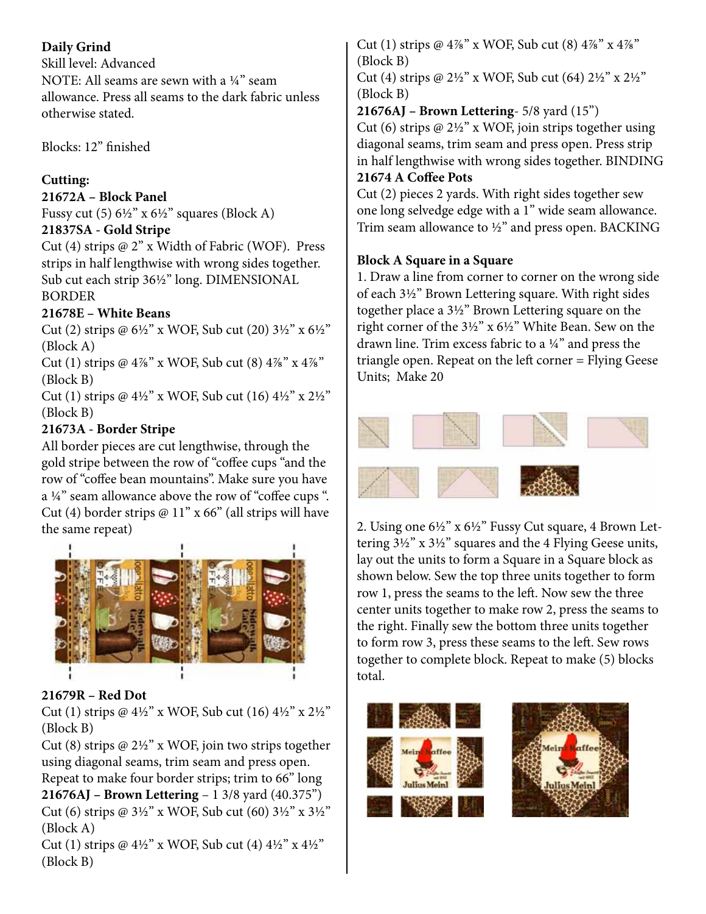**Daily Grind**
Skill level: Advanced
NOTE: All seams are sewn with a ¼" seam allowance. Press all seams to the dark fabric unless otherwise stated.

Blocks: 12" finished

**Cutting:**

**21672A – Block Panel**
Fussy cut (5) 6½" x 6½" squares (Block A)

**21837SA - Gold Stripe**
Cut (4) strips @ 2" x Width of Fabric (WOF). Press strips in half lengthwise with wrong sides together. Sub cut each strip 36½" long. DIMENSIONAL BORDER

**21678E – White Beans**
Cut (2) strips @ 6½" x WOF, Sub cut (20) 3½" x 6½" (Block A)
Cut (1) strips @ 4⅞" x WOF, Sub cut (8) 4⅞" x 4⅞" (Block B)
Cut (1) strips @ 4½" x WOF, Sub cut (16) 4½" x 2½" (Block B)

**21673A - Border Stripe**
All border pieces are cut lengthwise, through the gold stripe between the row of "coffee cups "and the row of "coffee bean mountains". Make sure you have a ¼" seam allowance above the row of "coffee cups ". Cut (4) border strips @ 11" x 66" (all strips will have the same repeat)

**21679R – Red Dot**
Cut (1) strips @ 4½" x WOF, Sub cut (16) 4½" x 2½" (Block B)
Cut (8) strips @ 2½" x WOF, join two strips together using diagonal seams, trim seam and press open. Repeat to make four border strips; trim to 66" long

**21676AJ – Brown Lettering** – 1 3/8 yard (40.375")
Cut (6) strips @ 3½" x WOF, Sub cut (60) 3½" x 3½" (Block A)
Cut (1) strips @ 4½" x WOF, Sub cut (4) 4½" x 4½" (Block B)
Cut (1) strips @ 4⅞" x WOF, Sub cut (8) 4⅞" x 4⅞" (Block B)
Cut (4) strips @ 2½" x WOF, Sub cut (64) 2½" x 2½" (Block B)

**21676AJ – Brown Lettering**- 5/8 yard (15")
Cut (6) strips @ 2½" x WOF, join strips together using diagonal seams, trim seam and press open. Press strip in half lengthwise with wrong sides together. BINDING

**21674 A Coffee Pots**
Cut (2) pieces 2 yards. With right sides together sew one long selvedge edge with a 1" wide seam allowance. Trim seam allowance to ½" and press open. BACKING

**Block A Square in a Square**

1. Draw a line from corner to corner on the wrong side of each 3½" Brown Lettering square. With right sides together place a 3½" Brown Lettering square on the right corner of the 3½" x 6½" White Bean. Sew on the drawn line. Trim excess fabric to a ¼" and press the triangle open. Repeat on the left corner = Flying Geese Units; Make 20

2. Using one 6½" x 6½" Fussy Cut square, 4 Brown Lettering 3½" x 3½" squares and the 4 Flying Geese units, lay out the units to form a Square in a Square block as shown below. Sew the top three units together to form row 1, press the seams to the left. Now sew the three center units together to make row 2, press the seams to the right. Finally sew the bottom three units together to form row 3, press these seams to the left. Sew rows together to complete block. Repeat to make (5) blocks total.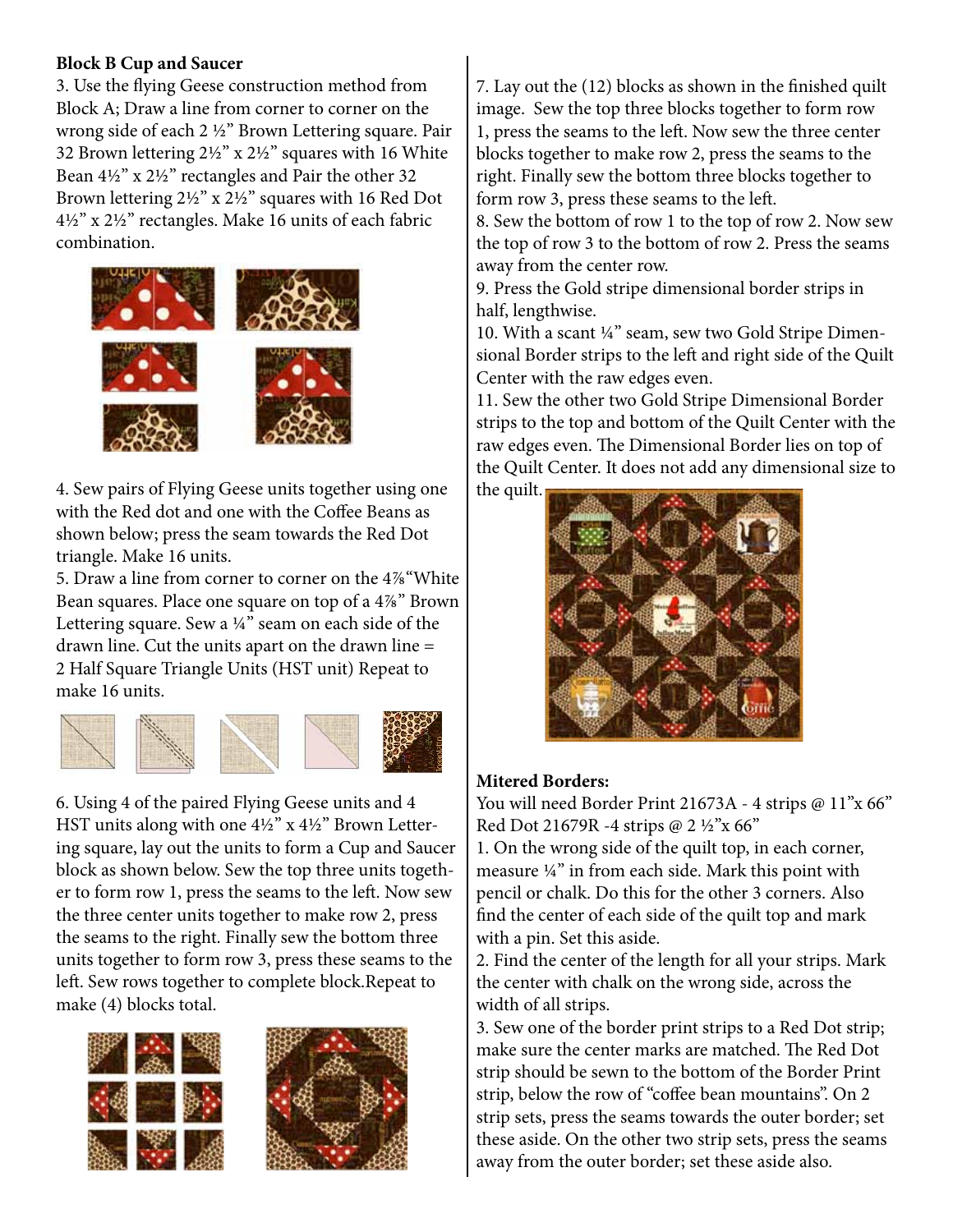**Block B Cup and Saucer**

3. Use the flying Geese construction method from Block A; Draw a line from corner to corner on the wrong side of each 2 ½" Brown Lettering square. Pair 32 Brown lettering 2½" x 2½" squares with 16 White Bean 4½" x 2½" rectangles and Pair the other 32 Brown lettering 2½" x 2½" squares with 16 Red Dot 4½" x 2½" rectangles. Make 16 units of each fabric combination.

4. Sew pairs of Flying Geese units together using one with the Red dot and one with the Coffee Beans as shown below; press the seam towards the Red Dot triangle. Make 16 units.

5. Draw a line from corner to corner on the 4⅞"White Bean squares. Place one square on top of a 4⅞" Brown Lettering square. Sew a ¼" seam on each side of the drawn line. Cut the units apart on the drawn line = 2 Half Square Triangle Units (HST unit) Repeat to make 16 units.

6. Using 4 of the paired Flying Geese units and 4 HST units along with one 4½" x 4½" Brown Lettering square, lay out the units to form a Cup and Saucer block as shown below. Sew the top three units together to form row 1, press the seams to the left. Now sew the three center units together to make row 2, press the seams to the right. Finally sew the bottom three units together to form row 3, press these seams to the left. Sew rows together to complete block.Repeat to make (4) blocks total.

7. Lay out the (12) blocks as shown in the finished quilt image. Sew the top three blocks together to form row 1, press the seams to the left. Now sew the three center blocks together to make row 2, press the seams to the right. Finally sew the bottom three blocks together to form row 3, press these seams to the left.

8. Sew the bottom of row 1 to the top of row 2. Now sew the top of row 3 to the bottom of row 2. Press the seams away from the center row.

9. Press the Gold stripe dimensional border strips in half, lengthwise.

10. With a scant ¼" seam, sew two Gold Stripe Dimensional Border strips to the left and right side of the Quilt Center with the raw edges even.

11. Sew the other two Gold Stripe Dimensional Border strips to the top and bottom of the Quilt Center with the raw edges even. The Dimensional Border lies on top of the Quilt Center. It does not add any dimensional size to the quilt.

**Mitered Borders:**

You will need Border Print 21673A - 4 strips @ 11"x 66"
Red Dot 21679R -4 strips @ 2 ½"x 66"

1. On the wrong side of the quilt top, in each corner, measure ¼" in from each side. Mark this point with pencil or chalk. Do this for the other 3 corners. Also find the center of each side of the quilt top and mark with a pin. Set this aside.

2. Find the center of the length for all your strips. Mark the center with chalk on the wrong side, across the width of all strips.

3. Sew one of the border print strips to a Red Dot strip; make sure the center marks are matched. The Red Dot strip should be sewn to the bottom of the Border Print strip, below the row of "coffee bean mountains". On 2 strip sets, press the seams towards the outer border; set these aside. On the other two strip sets, press the seams away from the outer border; set these aside also.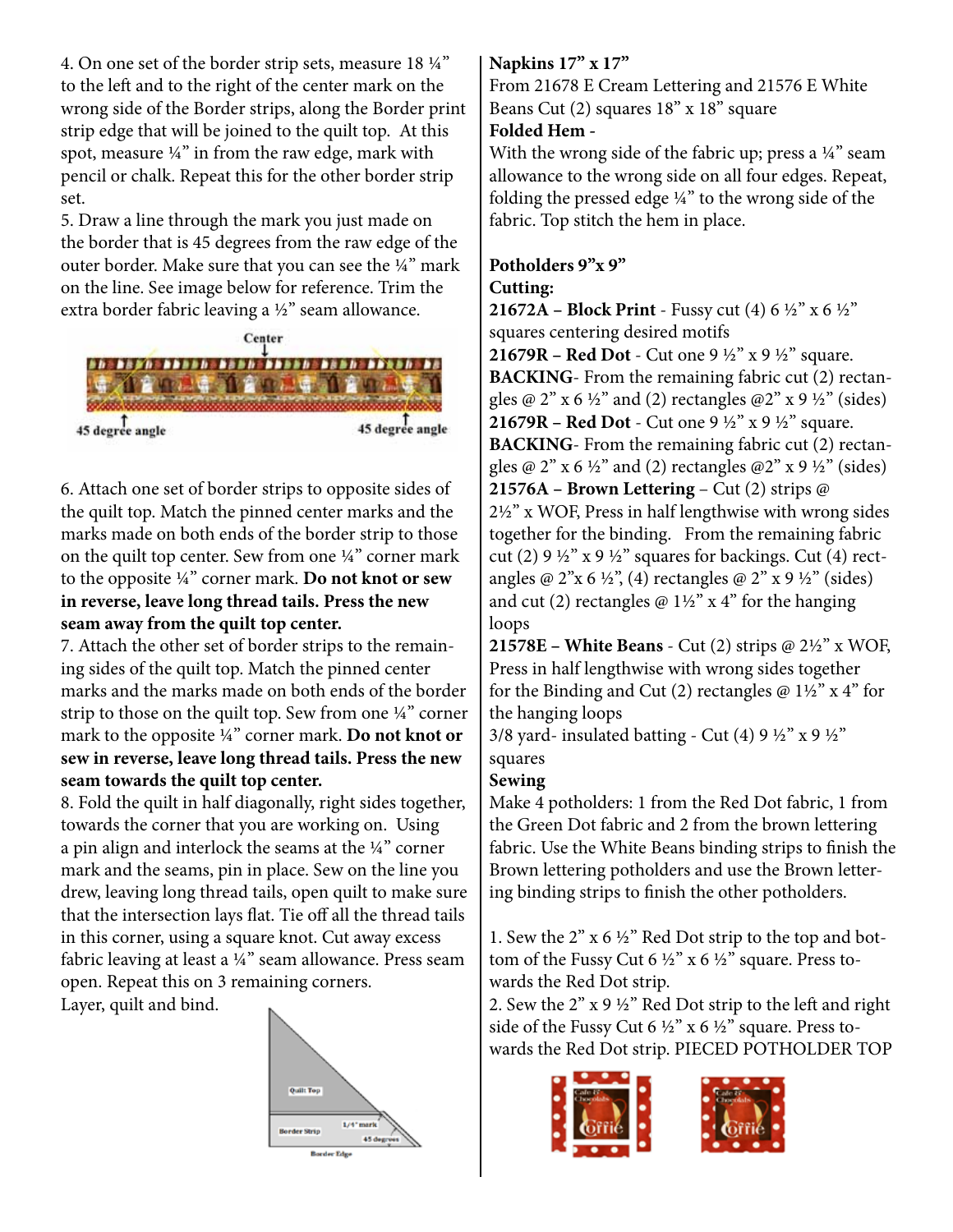4. On one set of the border strip sets, measure 18 ¼" to the left and to the right of the center mark on the wrong side of the Border strips, along the Border print strip edge that will be joined to the quilt top. At this spot, measure ¼" in from the raw edge, mark with pencil or chalk. Repeat this for the other border strip set.

5. Draw a line through the mark you just made on the border that is 45 degrees from the raw edge of the outer border. Make sure that you can see the ¼" mark on the line. See image below for reference. Trim the extra border fabric leaving a ½" seam allowance.

Center

45 degree angle　　　　45 degree angle

6. Attach one set of border strips to opposite sides of the quilt top. Match the pinned center marks and the marks made on both ends of the border strip to those on the quilt top center. Sew from one ¼" corner mark to the opposite ¼" corner mark. **Do not knot or sew in reverse, leave long thread tails. Press the new seam away from the quilt top center.**

7. Attach the other set of border strips to the remaining sides of the quilt top. Match the pinned center marks and the marks made on both ends of the border strip to those on the quilt top. Sew from one ¼" corner mark to the opposite ¼" corner mark. **Do not knot or sew in reverse, leave long thread tails. Press the new seam towards the quilt top center.**

8. Fold the quilt in half diagonally, right sides together, towards the corner that you are working on. Using a pin align and interlock the seams at the ¼" corner mark and the seams, pin in place. Sew on the line you drew, leaving long thread tails, open quilt to make sure that the intersection lays flat. Tie off all the thread tails in this corner, using a square knot. Cut away excess fabric leaving at least a ¼" seam allowance. Press seam open. Repeat this on 3 remaining corners.

Layer, quilt and bind.

Quilt Top

Border Strip　1/4" mark　45 degrees

Border Edge

**Napkins 17" x 17"**

From 21678 E Cream Lettering and 21576 E White Beans Cut (2) squares 18" x 18" square

**Folded Hem -**

With the wrong side of the fabric up; press a ¼" seam allowance to the wrong side on all four edges. Repeat, folding the pressed edge ¼" to the wrong side of the fabric. Top stitch the hem in place.

**Potholders 9"x 9"**

**Cutting:**

**21672A – Block Print** - Fussy cut (4) 6 ½" x 6 ½" squares centering desired motifs

**21679R – Red Dot** - Cut one 9 ½" x 9 ½" square.

**BACKING**- From the remaining fabric cut (2) rectangles @ 2" x 6 ½" and (2) rectangles @2" x 9 ½" (sides)

**21679R – Red Dot** - Cut one 9 ½" x 9 ½" square.

**BACKING**- From the remaining fabric cut (2) rectangles @ 2" x 6 ½" and (2) rectangles @2" x 9 ½" (sides)

**21576A – Brown Lettering** – Cut (2) strips @ 2½" x WOF, Press in half lengthwise with wrong sides together for the binding. From the remaining fabric cut (2) 9 ½" x 9 ½" squares for backings. Cut (4) rectangles @ 2"x 6 ½", (4) rectangles @ 2" x 9 ½" (sides) and cut (2) rectangles @ 1½" x 4" for the hanging loops

**21578E – White Beans** - Cut (2) strips @ 2½" x WOF, Press in half lengthwise with wrong sides together for the Binding and Cut (2) rectangles @ 1½" x 4" for the hanging loops

3/8 yard- insulated batting - Cut (4) 9 ½" x 9 ½" squares

**Sewing**

Make 4 potholders: 1 from the Red Dot fabric, 1 from the Green Dot fabric and 2 from the brown lettering fabric. Use the White Beans binding strips to finish the Brown lettering potholders and use the Brown lettering binding strips to finish the other potholders.

1. Sew the 2" x 6 ½" Red Dot strip to the top and bottom of the Fussy Cut 6 ½" x 6 ½" square. Press towards the Red Dot strip.

2. Sew the 2" x 9 ½" Red Dot strip to the left and right side of the Fussy Cut 6 ½" x 6 ½" square. Press towards the Red Dot strip. PIECED POTHOLDER TOP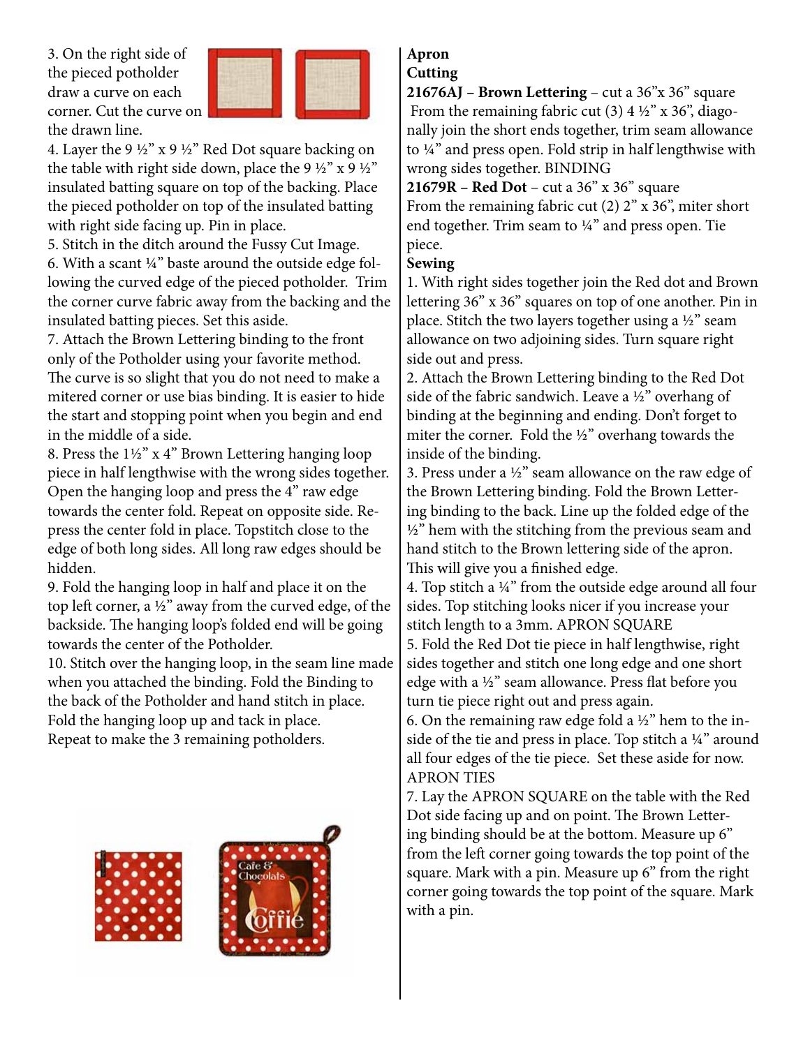3. On the right side of the pieced potholder draw a curve on each corner. Cut the curve on the drawn line.

4. Layer the 9 ½" x 9 ½" Red Dot square backing on the table with right side down, place the 9 ½" x 9 ½" insulated batting square on top of the backing. Place the pieced potholder on top of the insulated batting with right side facing up. Pin in place.

5. Stitch in the ditch around the Fussy Cut Image.

6. With a scant ¼" baste around the outside edge following the curved edge of the pieced potholder. Trim the corner curve fabric away from the backing and the insulated batting pieces. Set this aside.

7. Attach the Brown Lettering binding to the front only of the Potholder using your favorite method. The curve is so slight that you do not need to make a mitered corner or use bias binding. It is easier to hide the start and stopping point when you begin and end in the middle of a side.

8. Press the 1½" x 4" Brown Lettering hanging loop piece in half lengthwise with the wrong sides together. Open the hanging loop and press the 4" raw edge towards the center fold. Repeat on opposite side. Repress the center fold in place. Topstitch close to the edge of both long sides. All long raw edges should be hidden.

9. Fold the hanging loop in half and place it on the top left corner, a ½" away from the curved edge, of the backside. The hanging loop's folded end will be going towards the center of the Potholder.

10. Stitch over the hanging loop, in the seam line made when you attached the binding. Fold the Binding to the back of the Potholder and hand stitch in place. Fold the hanging loop up and tack in place.
Repeat to make the 3 remaining potholders.

**Apron**

**Cutting**

**21676AJ – Brown Lettering** – cut a 36"x 36" square
From the remaining fabric cut (3) 4 ½" x 36", diagonally join the short ends together, trim seam allowance to ¼" and press open. Fold strip in half lengthwise with wrong sides together. BINDING

**21679R – Red Dot** – cut a 36" x 36" square
From the remaining fabric cut (2) 2" x 36", miter short end together. Trim seam to ¼" and press open. Tie piece.

**Sewing**

1. With right sides together join the Red dot and Brown lettering 36" x 36" squares on top of one another. Pin in place. Stitch the two layers together using a ½" seam allowance on two adjoining sides. Turn square right side out and press.

2. Attach the Brown Lettering binding to the Red Dot side of the fabric sandwich. Leave a ½" overhang of binding at the beginning and ending. Don't forget to miter the corner. Fold the ½" overhang towards the inside of the binding.

3. Press under a ½" seam allowance on the raw edge of the Brown Lettering binding. Fold the Brown Lettering binding to the back. Line up the folded edge of the ½" hem with the stitching from the previous seam and hand stitch to the Brown lettering side of the apron. This will give you a finished edge.

4. Top stitch a ¼" from the outside edge around all four sides. Top stitching looks nicer if you increase your stitch length to a 3mm. APRON SQUARE

5. Fold the Red Dot tie piece in half lengthwise, right sides together and stitch one long edge and one short edge with a ½" seam allowance. Press flat before you turn tie piece right out and press again.

6. On the remaining raw edge fold a ½" hem to the inside of the tie and press in place. Top stitch a ¼" around all four edges of the tie piece. Set these aside for now. APRON TIES

7. Lay the APRON SQUARE on the table with the Red Dot side facing up and on point. The Brown Lettering binding should be at the bottom. Measure up 6" from the left corner going towards the top point of the square. Mark with a pin. Measure up 6" from the right corner going towards the top point of the square. Mark with a pin.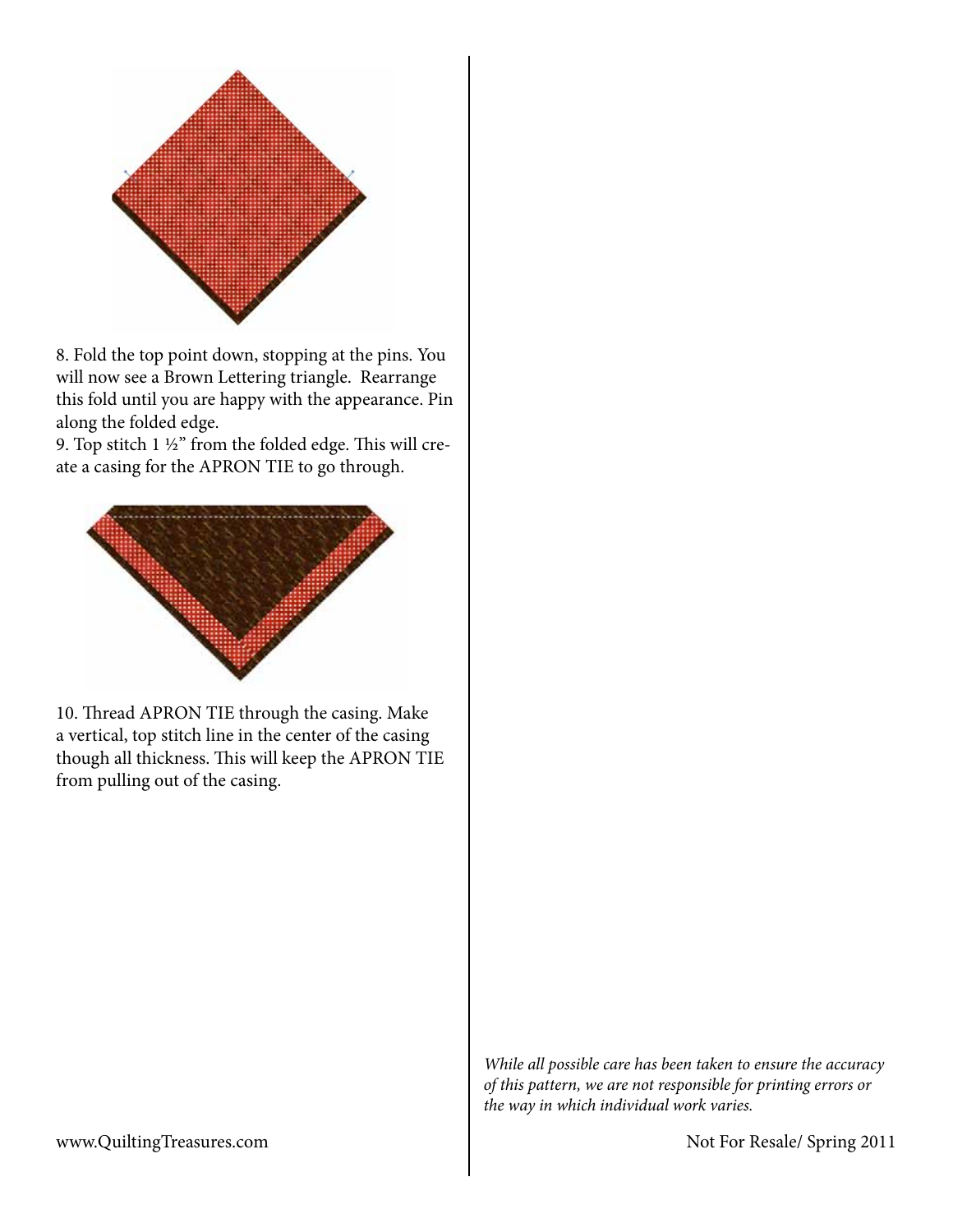8. Fold the top point down, stopping at the pins. You will now see a Brown Lettering triangle. Rearrange this fold until you are happy with the appearance. Pin along the folded edge.

9. Top stitch 1 ½" from the folded edge. This will create a casing for the APRON TIE to go through.

10. Thread APRON TIE through the casing. Make a vertical, top stitch line in the center of the casing though all thickness. This will keep the APRON TIE from pulling out of the casing.

*While all possible care has been taken to ensure the accuracy of this pattern, we are not responsible for printing errors or the way in which individual work varies.*

www.QuiltingTreasures.com

Not For Resale/ Spring 2011